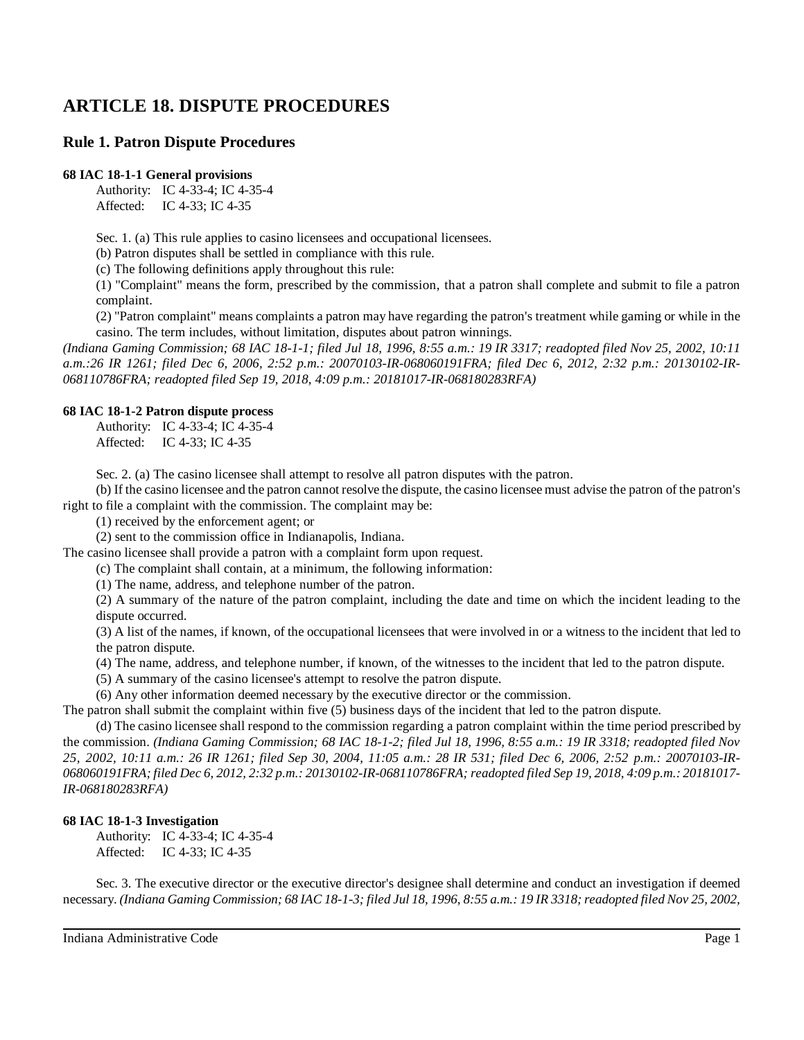# ARTICLE 18. DISPUTE PROCEDURES

## Rule 1. Patron Dispute Procedures

**68 IAC 18-1-1 General provisions**

Authority: IC 4-33-4; IC 4-35-4
Affected: IC 4-33; IC 4-35

Sec. 1. (a) This rule applies to casino licensees and occupational licensees.

(b) Patron disputes shall be settled in compliance with this rule.

(c) The following definitions apply throughout this rule:

(1) "Complaint" means the form, prescribed by the commission, that a patron shall complete and submit to file a patron complaint.

(2) "Patron complaint" means complaints a patron may have regarding the patron's treatment while gaming or while in the casino. The term includes, without limitation, disputes about patron winnings.

*(Indiana Gaming Commission; 68 IAC 18-1-1; filed Jul 18, 1996, 8:55 a.m.: 19 IR 3317; readopted filed Nov 25, 2002, 10:11 a.m.:26 IR 1261; filed Dec 6, 2006, 2:52 p.m.: 20070103-IR-068060191FRA; filed Dec 6, 2012, 2:32 p.m.: 20130102-IR-068110786FRA; readopted filed Sep 19, 2018, 4:09 p.m.: 20181017-IR-068180283RFA)*

**68 IAC 18-1-2 Patron dispute process**

Authority: IC 4-33-4; IC 4-35-4
Affected: IC 4-33; IC 4-35

Sec. 2. (a) The casino licensee shall attempt to resolve all patron disputes with the patron.

(b) If the casino licensee and the patron cannot resolve the dispute, the casino licensee must advise the patron of the patron's right to file a complaint with the commission. The complaint may be:

(1) received by the enforcement agent; or

(2) sent to the commission office in Indianapolis, Indiana.

The casino licensee shall provide a patron with a complaint form upon request.

(c) The complaint shall contain, at a minimum, the following information:

(1) The name, address, and telephone number of the patron.

(2) A summary of the nature of the patron complaint, including the date and time on which the incident leading to the dispute occurred.

(3) A list of the names, if known, of the occupational licensees that were involved in or a witness to the incident that led to the patron dispute.

(4) The name, address, and telephone number, if known, of the witnesses to the incident that led to the patron dispute.

(5) A summary of the casino licensee's attempt to resolve the patron dispute.

(6) Any other information deemed necessary by the executive director or the commission.

The patron shall submit the complaint within five (5) business days of the incident that led to the patron dispute.

(d) The casino licensee shall respond to the commission regarding a patron complaint within the time period prescribed by the commission. *(Indiana Gaming Commission; 68 IAC 18-1-2; filed Jul 18, 1996, 8:55 a.m.: 19 IR 3318; readopted filed Nov 25, 2002, 10:11 a.m.: 26 IR 1261; filed Sep 30, 2004, 11:05 a.m.: 28 IR 531; filed Dec 6, 2006, 2:52 p.m.: 20070103-IR-068060191FRA; filed Dec 6, 2012, 2:32 p.m.: 20130102-IR-068110786FRA; readopted filed Sep 19, 2018, 4:09 p.m.: 20181017-IR-068180283RFA)*

**68 IAC 18-1-3 Investigation**

Authority: IC 4-33-4; IC 4-35-4
Affected: IC 4-33; IC 4-35

Sec. 3. The executive director or the executive director's designee shall determine and conduct an investigation if deemed necessary. *(Indiana Gaming Commission; 68 IAC 18-1-3; filed Jul 18, 1996, 8:55 a.m.: 19 IR 3318; readopted filed Nov 25, 2002,*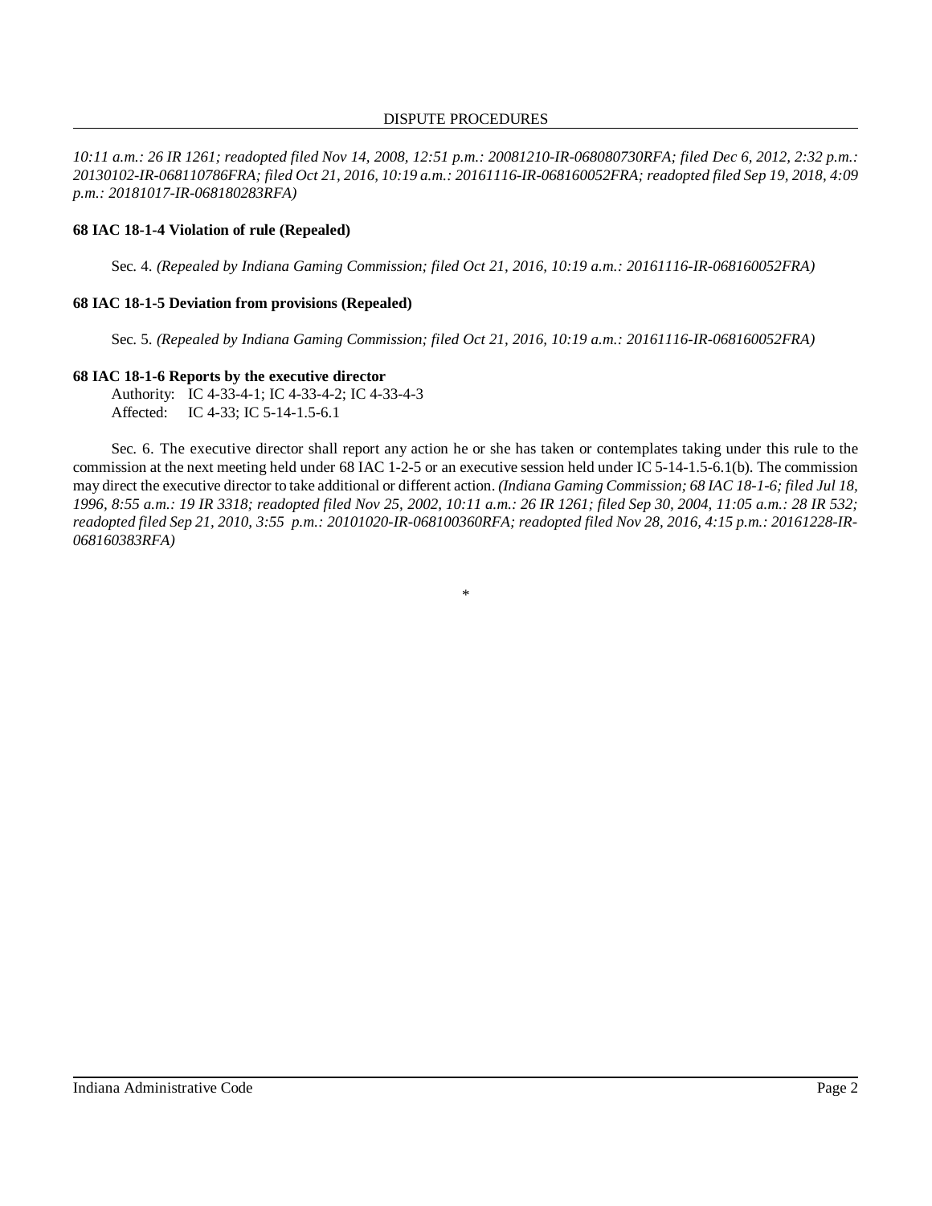*10:11 a.m.: 26 IR 1261; readopted filed Nov 14, 2008, 12:51 p.m.: 20081210-IR-068080730RFA; filed Dec 6, 2012, 2:32 p.m.: 20130102-IR-068110786FRA; filed Oct 21, 2016, 10:19 a.m.: 20161116-IR-068160052FRA; readopted filed Sep 19, 2018, 4:09 p.m.: 20181017-IR-068180283RFA)*

**68 IAC 18-1-4 Violation of rule (Repealed)**

Sec. 4. *(Repealed by Indiana Gaming Commission; filed Oct 21, 2016, 10:19 a.m.: 20161116-IR-068160052FRA)*

**68 IAC 18-1-5 Deviation from provisions (Repealed)**

Sec. 5. *(Repealed by Indiana Gaming Commission; filed Oct 21, 2016, 10:19 a.m.: 20161116-IR-068160052FRA)*

**68 IAC 18-1-6 Reports by the executive director**

Authority: IC 4-33-4-1; IC 4-33-4-2; IC 4-33-4-3
Affected: IC 4-33; IC 5-14-1.5-6.1

Sec. 6. The executive director shall report any action he or she has taken or contemplates taking under this rule to the commission at the next meeting held under 68 IAC 1-2-5 or an executive session held under IC 5-14-1.5-6.1(b). The commission may direct the executive director to take additional or different action. *(Indiana Gaming Commission; 68 IAC 18-1-6; filed Jul 18, 1996, 8:55 a.m.: 19 IR 3318; readopted filed Nov 25, 2002, 10:11 a.m.: 26 IR 1261; filed Sep 30, 2004, 11:05 a.m.: 28 IR 532; readopted filed Sep 21, 2010, 3:55 p.m.: 20101020-IR-068100360RFA; readopted filed Nov 28, 2016, 4:15 p.m.: 20161228-IR-068160383RFA)*

*